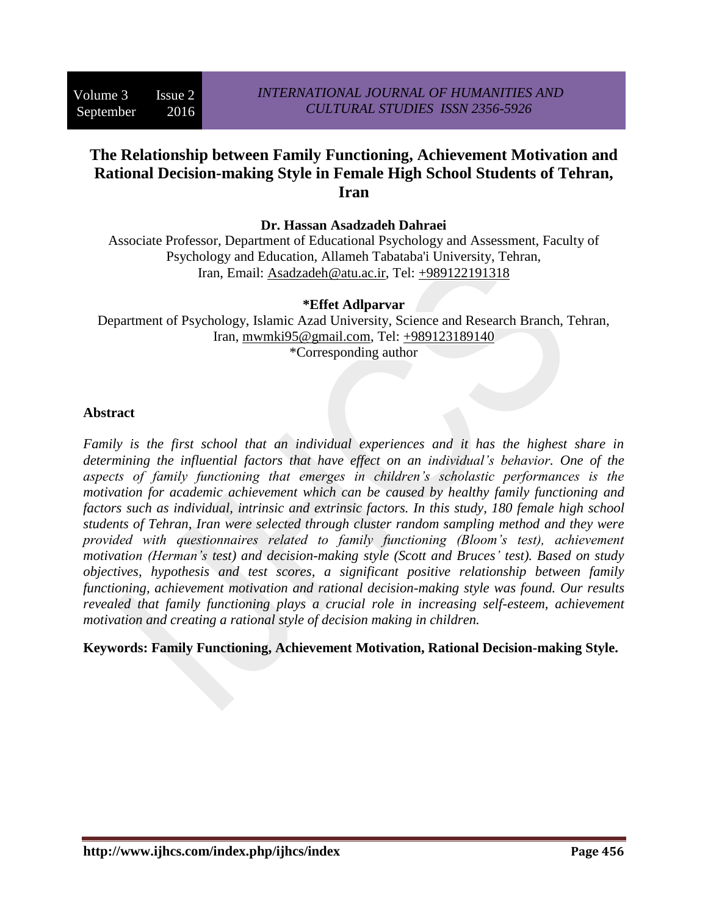# The Relationship between Family Functioning, Achievement Motivation and Rational Decision-making Style in Female High School Students of Tehran, Iran

**Dr. Hassan Asadzadeh Dahraei**

Associate Professor, Department of Educational Psychology and Assessment, Faculty of Psychology and Education, Allameh Tabataba'i University, Tehran, Iran, Email: Asadzadeh@atu.ac.ir, Tel: +989122191318

**\*Effet Adlparvar**

Department of Psychology, Islamic Azad University, Science and Research Branch, Tehran, Iran, mwmki95@gmail.com, Tel: +989123189140

\*Corresponding author

## Abstract

*Family is the first school that an individual experiences and it has the highest share in determining the influential factors that have effect on an individual's behavior. One of the aspects of family functioning that emerges in children's scholastic performances is the motivation for academic achievement which can be caused by healthy family functioning and factors such as individual, intrinsic and extrinsic factors. In this study, 180 female high school students of Tehran, Iran were selected through cluster random sampling method and they were provided with questionnaires related to family functioning (Bloom's test), achievement motivation (Herman's test) and decision-making style (Scott and Bruces' test). Based on study objectives, hypothesis and test scores, a significant positive relationship between family functioning, achievement motivation and rational decision-making style was found. Our results revealed that family functioning plays a crucial role in increasing self-esteem, achievement motivation and creating a rational style of decision making in children.*

**Keywords: Family Functioning, Achievement Motivation, Rational Decision-making Style.**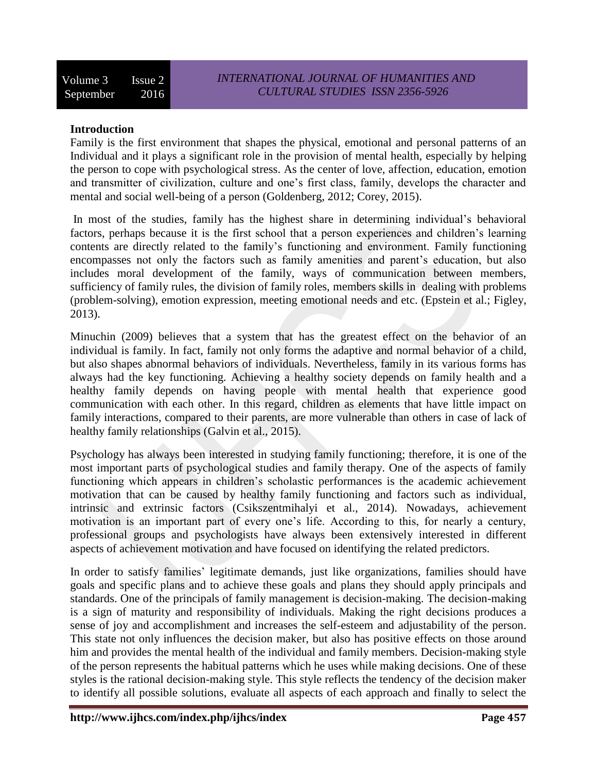## Introduction

Family is the first environment that shapes the physical, emotional and personal patterns of an Individual and it plays a significant role in the provision of mental health, especially by helping the person to cope with psychological stress. As the center of love, affection, education, emotion and transmitter of civilization, culture and one's first class, family, develops the character and mental and social well-being of a person (Goldenberg, 2012; Corey, 2015).

In most of the studies, family has the highest share in determining individual's behavioral factors, perhaps because it is the first school that a person experiences and children's learning contents are directly related to the family's functioning and environment. Family functioning encompasses not only the factors such as family amenities and parent's education, but also includes moral development of the family, ways of communication between members, sufficiency of family rules, the division of family roles, members skills in dealing with problems (problem-solving), emotion expression, meeting emotional needs and etc. (Epstein et al.; Figley, 2013).

Minuchin (2009) believes that a system that has the greatest effect on the behavior of an individual is family. In fact, family not only forms the adaptive and normal behavior of a child, but also shapes abnormal behaviors of individuals. Nevertheless, family in its various forms has always had the key functioning. Achieving a healthy society depends on family health and a healthy family depends on having people with mental health that experience good communication with each other. In this regard, children as elements that have little impact on family interactions, compared to their parents, are more vulnerable than others in case of lack of healthy family relationships (Galvin et al., 2015).

Psychology has always been interested in studying family functioning; therefore, it is one of the most important parts of psychological studies and family therapy. One of the aspects of family functioning which appears in children's scholastic performances is the academic achievement motivation that can be caused by healthy family functioning and factors such as individual, intrinsic and extrinsic factors (Csikszentmihalyi et al., 2014). Nowadays, achievement motivation is an important part of every one's life. According to this, for nearly a century, professional groups and psychologists have always been extensively interested in different aspects of achievement motivation and have focused on identifying the related predictors.

In order to satisfy families' legitimate demands, just like organizations, families should have goals and specific plans and to achieve these goals and plans they should apply principals and standards. One of the principals of family management is decision-making. The decision-making is a sign of maturity and responsibility of individuals. Making the right decisions produces a sense of joy and accomplishment and increases the self-esteem and adjustability of the person. This state not only influences the decision maker, but also has positive effects on those around him and provides the mental health of the individual and family members. Decision-making style of the person represents the habitual patterns which he uses while making decisions. One of these styles is the rational decision-making style. This style reflects the tendency of the decision maker to identify all possible solutions, evaluate all aspects of each approach and finally to select the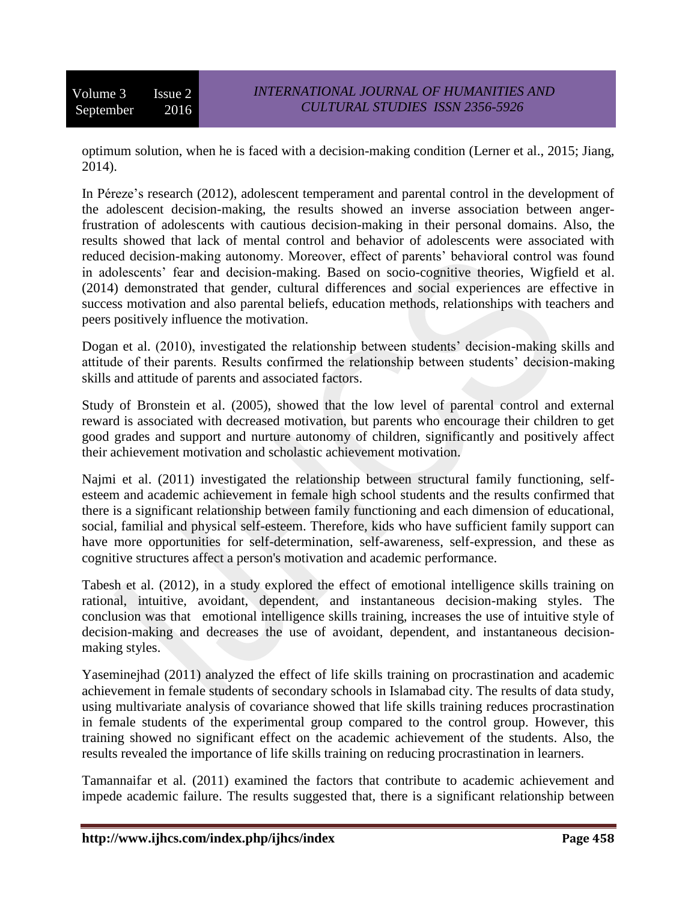optimum solution, when he is faced with a decision-making condition (Lerner et al., 2015; Jiang, 2014).

In Péreze's research (2012), adolescent temperament and parental control in the development of the adolescent decision-making, the results showed an inverse association between anger-frustration of adolescents with cautious decision-making in their personal domains. Also, the results showed that lack of mental control and behavior of adolescents were associated with reduced decision-making autonomy. Moreover, effect of parents' behavioral control was found in adolescents' fear and decision-making. Based on socio-cognitive theories, Wigfield et al. (2014) demonstrated that gender, cultural differences and social experiences are effective in success motivation and also parental beliefs, education methods, relationships with teachers and peers positively influence the motivation.

Dogan et al. (2010), investigated the relationship between students' decision-making skills and attitude of their parents. Results confirmed the relationship between students' decision-making skills and attitude of parents and associated factors.

Study of Bronstein et al. (2005), showed that the low level of parental control and external reward is associated with decreased motivation, but parents who encourage their children to get good grades and support and nurture autonomy of children, significantly and positively affect their achievement motivation and scholastic achievement motivation.

Najmi et al. (2011) investigated the relationship between structural family functioning, self-esteem and academic achievement in female high school students and the results confirmed that there is a significant relationship between family functioning and each dimension of educational, social, familial and physical self-esteem. Therefore, kids who have sufficient family support can have more opportunities for self-determination, self-awareness, self-expression, and these as cognitive structures affect a person's motivation and academic performance.

Tabesh et al. (2012), in a study explored the effect of emotional intelligence skills training on rational, intuitive, avoidant, dependent, and instantaneous decision-making styles. The conclusion was that emotional intelligence skills training, increases the use of intuitive style of decision-making and decreases the use of avoidant, dependent, and instantaneous decision-making styles.

Yaseminejhad (2011) analyzed the effect of life skills training on procrastination and academic achievement in female students of secondary schools in Islamabad city. The results of data study, using multivariate analysis of covariance showed that life skills training reduces procrastination in female students of the experimental group compared to the control group. However, this training showed no significant effect on the academic achievement of the students. Also, the results revealed the importance of life skills training on reducing procrastination in learners.

Tamannaifar et al. (2011) examined the factors that contribute to academic achievement and impede academic failure. The results suggested that, there is a significant relationship between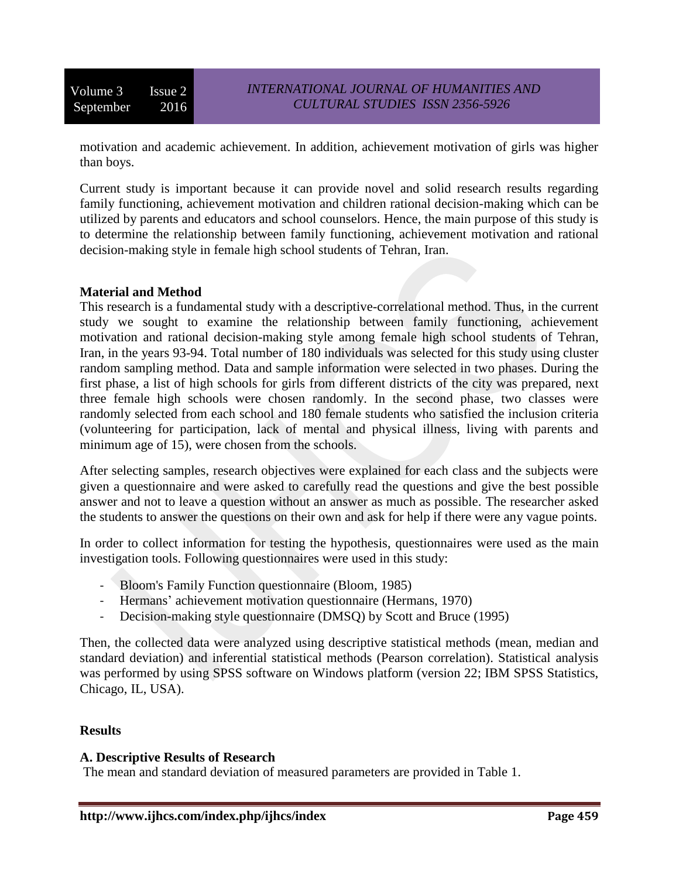motivation and academic achievement. In addition, achievement motivation of girls was higher than boys.

Current study is important because it can provide novel and solid research results regarding family functioning, achievement motivation and children rational decision-making which can be utilized by parents and educators and school counselors. Hence, the main purpose of this study is to determine the relationship between family functioning, achievement motivation and rational decision-making style in female high school students of Tehran, Iran.

## Material and Method

This research is a fundamental study with a descriptive-correlational method. Thus, in the current study we sought to examine the relationship between family functioning, achievement motivation and rational decision-making style among female high school students of Tehran, Iran, in the years 93-94. Total number of 180 individuals was selected for this study using cluster random sampling method. Data and sample information were selected in two phases. During the first phase, a list of high schools for girls from different districts of the city was prepared, next three female high schools were chosen randomly. In the second phase, two classes were randomly selected from each school and 180 female students who satisfied the inclusion criteria (volunteering for participation, lack of mental and physical illness, living with parents and minimum age of 15), were chosen from the schools.

After selecting samples, research objectives were explained for each class and the subjects were given a questionnaire and were asked to carefully read the questions and give the best possible answer and not to leave a question without an answer as much as possible. The researcher asked the students to answer the questions on their own and ask for help if there were any vague points.

In order to collect information for testing the hypothesis, questionnaires were used as the main investigation tools. Following questionnaires were used in this study:

- Bloom's Family Function questionnaire (Bloom, 1985)
- Hermans' achievement motivation questionnaire (Hermans, 1970)
- Decision-making style questionnaire (DMSQ) by Scott and Bruce (1995)

Then, the collected data were analyzed using descriptive statistical methods (mean, median and standard deviation) and inferential statistical methods (Pearson correlation). Statistical analysis was performed by using SPSS software on Windows platform (version 22; IBM SPSS Statistics, Chicago, IL, USA).

## Results

### A. Descriptive Results of Research

The mean and standard deviation of measured parameters are provided in Table 1.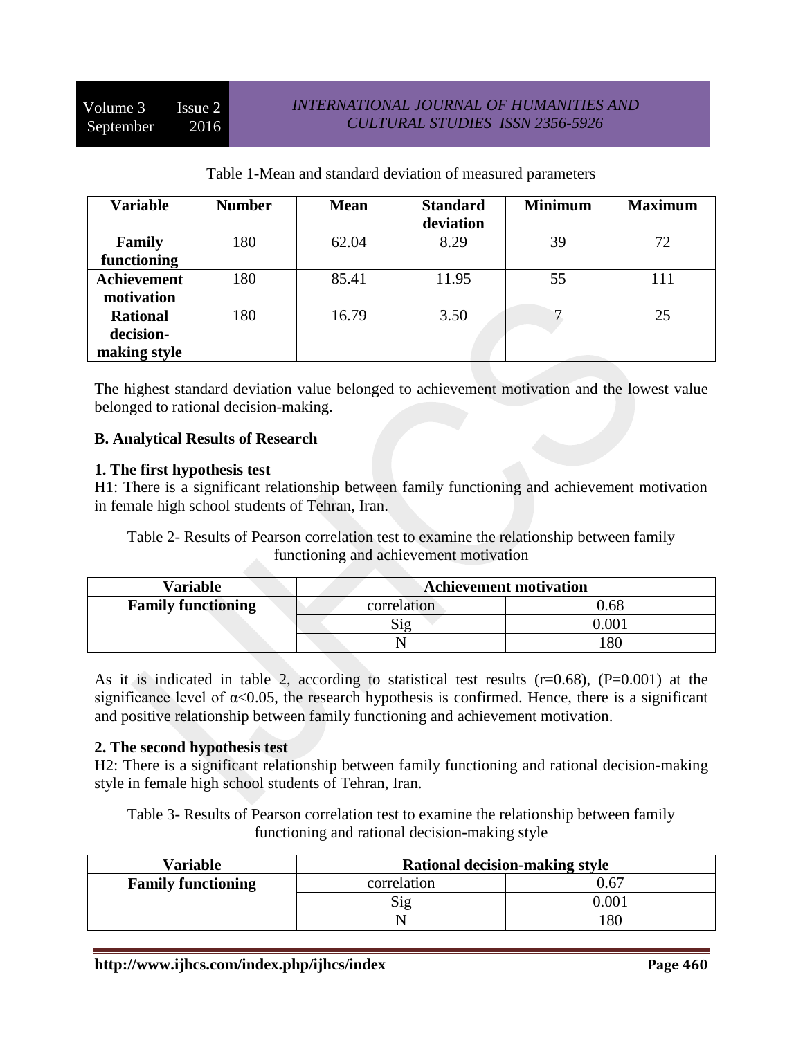Table 1-Mean and standard deviation of measured parameters

| Variable | Number | Mean | Standard deviation | Minimum | Maximum |
|---|---|---|---|---|---|
| **Family functioning** | 180 | 62.04 | 8.29 | 39 | 72 |
| **Achievement motivation** | 180 | 85.41 | 11.95 | 55 | 111 |
| **Rational decision-making style** | 180 | 16.79 | 3.50 | 7 | 25 |

The highest standard deviation value belonged to achievement motivation and the lowest value belonged to rational decision-making.

### B. Analytical Results of Research

#### 1. The first hypothesis test

H1: There is a significant relationship between family functioning and achievement motivation in female high school students of Tehran, Iran.

Table 2- Results of Pearson correlation test to examine the relationship between family functioning and achievement motivation

| Variable | Achievement motivation | |
|---|---|---|
| **Family functioning** | correlation | 0.68 |
| | Sig | 0.001 |
| | N | 180 |

As it is indicated in table 2, according to statistical test results (r=0.68), (P=0.001) at the significance level of $\alpha<0.05$, the research hypothesis is confirmed. Hence, there is a significant and positive relationship between family functioning and achievement motivation.

#### 2. The second hypothesis test

H2: There is a significant relationship between family functioning and rational decision-making style in female high school students of Tehran, Iran.

Table 3- Results of Pearson correlation test to examine the relationship between family functioning and rational decision-making style

| Variable | Rational decision-making style | |
|---|---|---|
| **Family functioning** | correlation | 0.67 |
| | Sig | 0.001 |
| | N | 180 |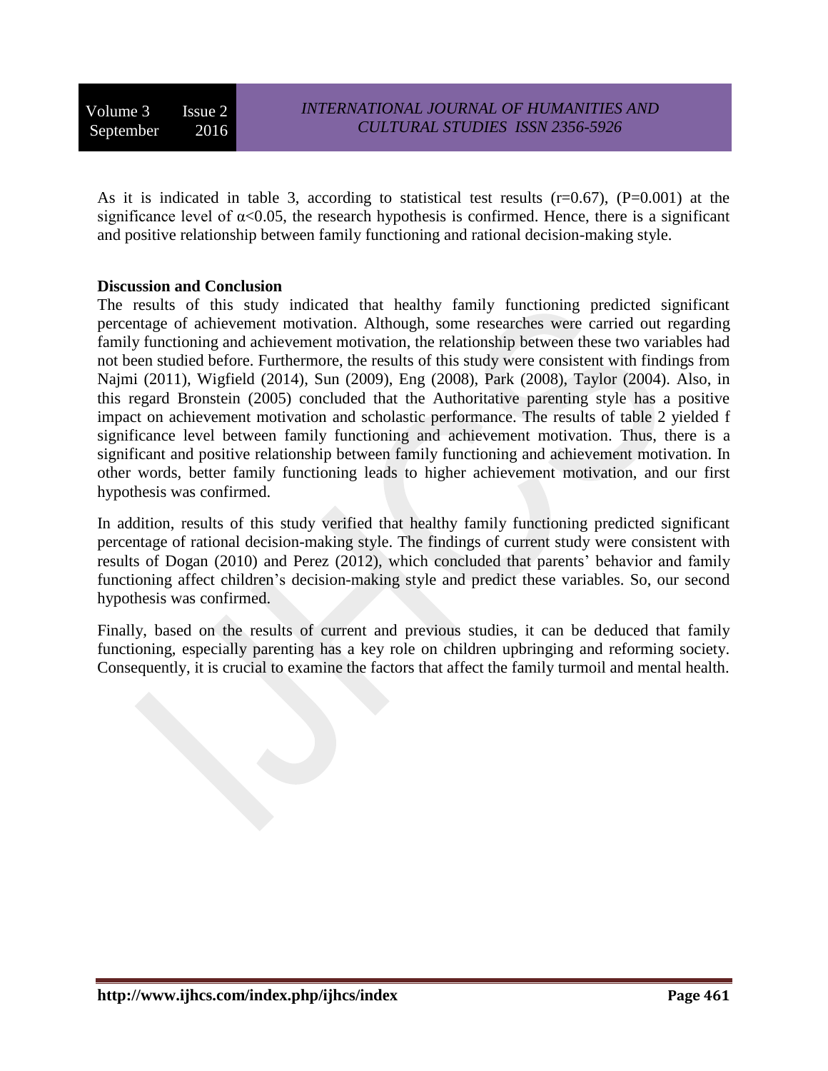As it is indicated in table 3, according to statistical test results ($r=0.67$), ($P=0.001$) at the significance level of $\alpha<0.05$, the research hypothesis is confirmed. Hence, there is a significant and positive relationship between family functioning and rational decision-making style.

**Discussion and Conclusion**

The results of this study indicated that healthy family functioning predicted significant percentage of achievement motivation. Although, some researches were carried out regarding family functioning and achievement motivation, the relationship between these two variables had not been studied before. Furthermore, the results of this study were consistent with findings from Najmi (2011), Wigfield (2014), Sun (2009), Eng (2008), Park (2008), Taylor (2004). Also, in this regard Bronstein (2005) concluded that the Authoritative parenting style has a positive impact on achievement motivation and scholastic performance. The results of table 2 yielded f significance level between family functioning and achievement motivation. Thus, there is a significant and positive relationship between family functioning and achievement motivation. In other words, better family functioning leads to higher achievement motivation, and our first hypothesis was confirmed.

In addition, results of this study verified that healthy family functioning predicted significant percentage of rational decision-making style. The findings of current study were consistent with results of Dogan (2010) and Perez (2012), which concluded that parents' behavior and family functioning affect children's decision-making style and predict these variables. So, our second hypothesis was confirmed.

Finally, based on the results of current and previous studies, it can be deduced that family functioning, especially parenting has a key role on children upbringing and reforming society. Consequently, it is crucial to examine the factors that affect the family turmoil and mental health.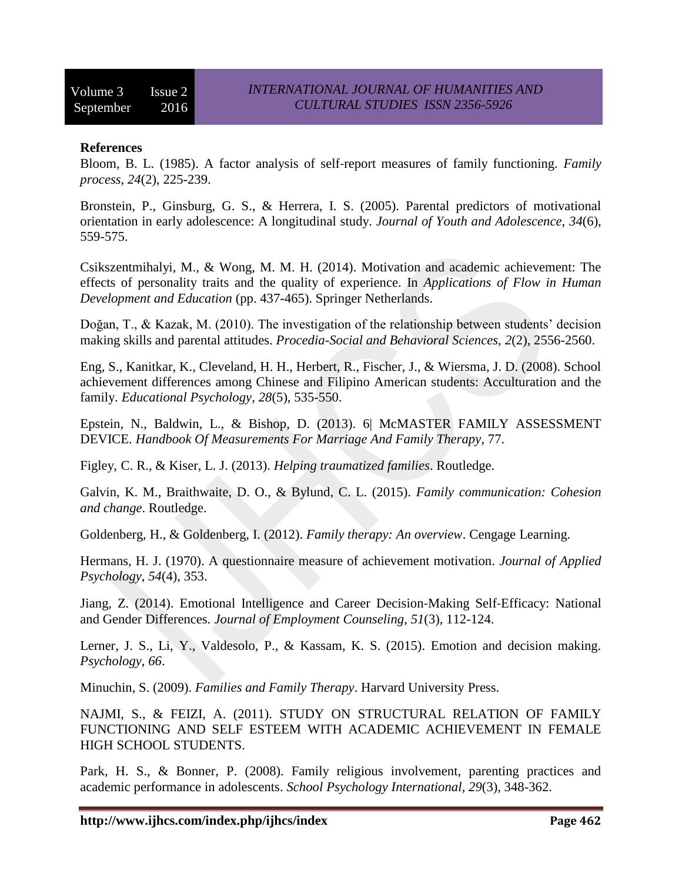**References**

Bloom, B. L. (1985). A factor analysis of self-report measures of family functioning. *Family process*, *24*(2), 225-239.

Bronstein, P., Ginsburg, G. S., & Herrera, I. S. (2005). Parental predictors of motivational orientation in early adolescence: A longitudinal study. *Journal of Youth and Adolescence*, *34*(6), 559-575.

Csikszentmihalyi, M., & Wong, M. M. H. (2014). Motivation and academic achievement: The effects of personality traits and the quality of experience. In *Applications of Flow in Human Development and Education* (pp. 437-465). Springer Netherlands.

Doğan, T., & Kazak, M. (2010). The investigation of the relationship between students' decision making skills and parental attitudes. *Procedia-Social and Behavioral Sciences*, *2*(2), 2556-2560.

Eng, S., Kanitkar, K., Cleveland, H. H., Herbert, R., Fischer, J., & Wiersma, J. D. (2008). School achievement differences among Chinese and Filipino American students: Acculturation and the family. *Educational Psychology*, *28*(5), 535-550.

Epstein, N., Baldwin, L., & Bishop, D. (2013). 6| McMASTER FAMILY ASSESSMENT DEVICE. *Handbook Of Measurements For Marriage And Family Therapy*, 77.

Figley, C. R., & Kiser, L. J. (2013). *Helping traumatized families*. Routledge.

Galvin, K. M., Braithwaite, D. O., & Bylund, C. L. (2015). *Family communication: Cohesion and change*. Routledge.

Goldenberg, H., & Goldenberg, I. (2012). *Family therapy: An overview*. Cengage Learning.

Hermans, H. J. (1970). A questionnaire measure of achievement motivation. *Journal of Applied Psychology*, *54*(4), 353.

Jiang, Z. (2014). Emotional Intelligence and Career Decision-Making Self-Efficacy: National and Gender Differences. *Journal of Employment Counseling*, *51*(3), 112-124.

Lerner, J. S., Li, Y., Valdesolo, P., & Kassam, K. S. (2015). Emotion and decision making. *Psychology*, *66*.

Minuchin, S. (2009). *Families and Family Therapy*. Harvard University Press.

NAJMI, S., & FEIZI, A. (2011). STUDY ON STRUCTURAL RELATION OF FAMILY FUNCTIONING AND SELF ESTEEM WITH ACADEMIC ACHIEVEMENT IN FEMALE HIGH SCHOOL STUDENTS.

Park, H. S., & Bonner, P. (2008). Family religious involvement, parenting practices and academic performance in adolescents. *School Psychology International*, *29*(3), 348-362.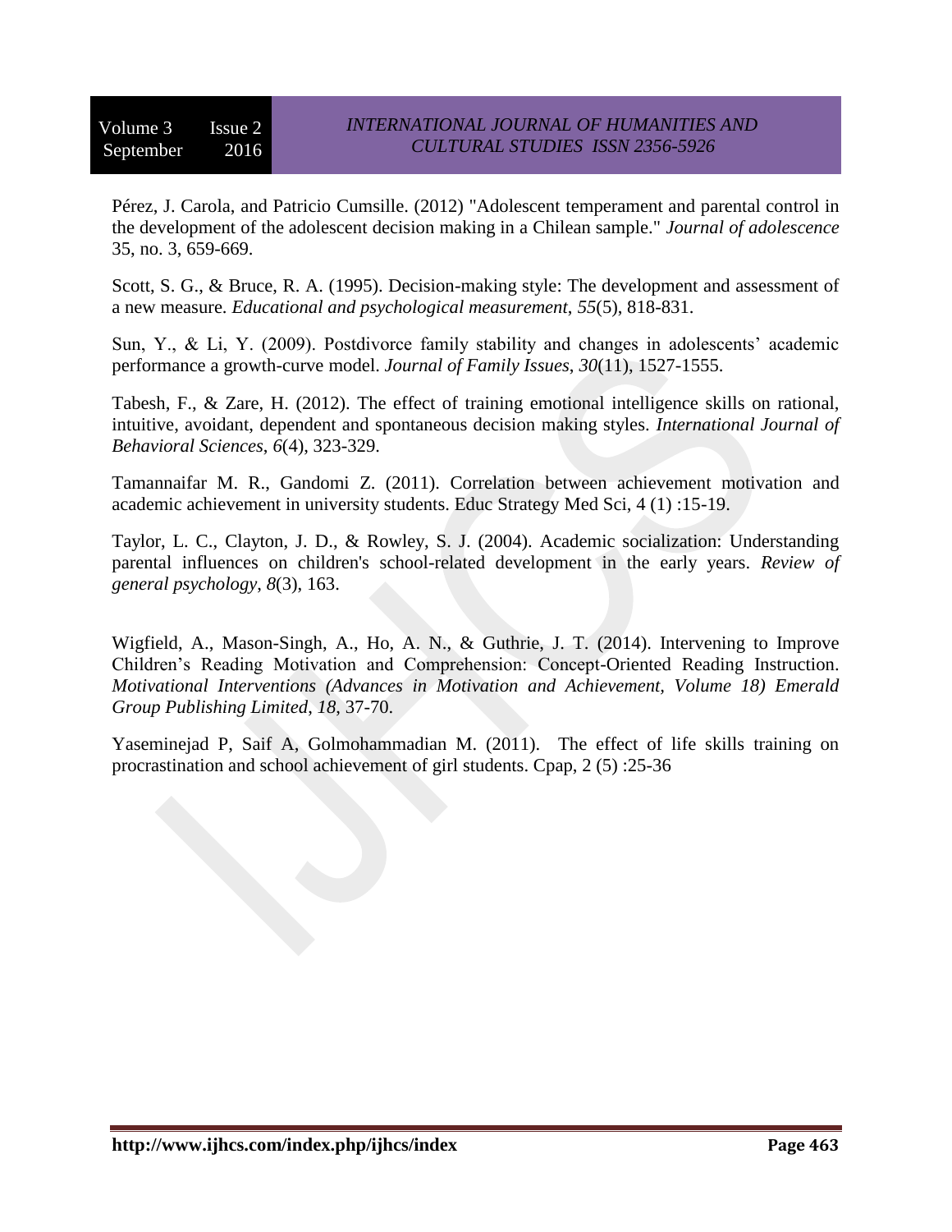Pérez, J. Carola, and Patricio Cumsille. (2012) "Adolescent temperament and parental control in the development of the adolescent decision making in a Chilean sample." *Journal of adolescence* 35, no. 3, 659-669.

Scott, S. G., & Bruce, R. A. (1995). Decision-making style: The development and assessment of a new measure. *Educational and psychological measurement*, *55*(5), 818-831.

Sun, Y., & Li, Y. (2009). Postdivorce family stability and changes in adolescents' academic performance a growth-curve model. *Journal of Family Issues*, *30*(11), 1527-1555.

Tabesh, F., & Zare, H. (2012). The effect of training emotional intelligence skills on rational, intuitive, avoidant, dependent and spontaneous decision making styles. *International Journal of Behavioral Sciences*, *6*(4), 323-329.

Tamannaifar M. R., Gandomi Z. (2011). Correlation between achievement motivation and academic achievement in university students. Educ Strategy Med Sci, 4 (1) :15-19.

Taylor, L. C., Clayton, J. D., & Rowley, S. J. (2004). Academic socialization: Understanding parental influences on children's school-related development in the early years. *Review of general psychology*, *8*(3), 163.

Wigfield, A., Mason-Singh, A., Ho, A. N., & Guthrie, J. T. (2014). Intervening to Improve Children's Reading Motivation and Comprehension: Concept-Oriented Reading Instruction. *Motivational Interventions (Advances in Motivation and Achievement, Volume 18) Emerald Group Publishing Limited*, *18*, 37-70.

Yaseminejad P, Saif A, Golmohammadian M. (2011). The effect of life skills training on procrastination and school achievement of girl students. Cpap, 2 (5) :25-36